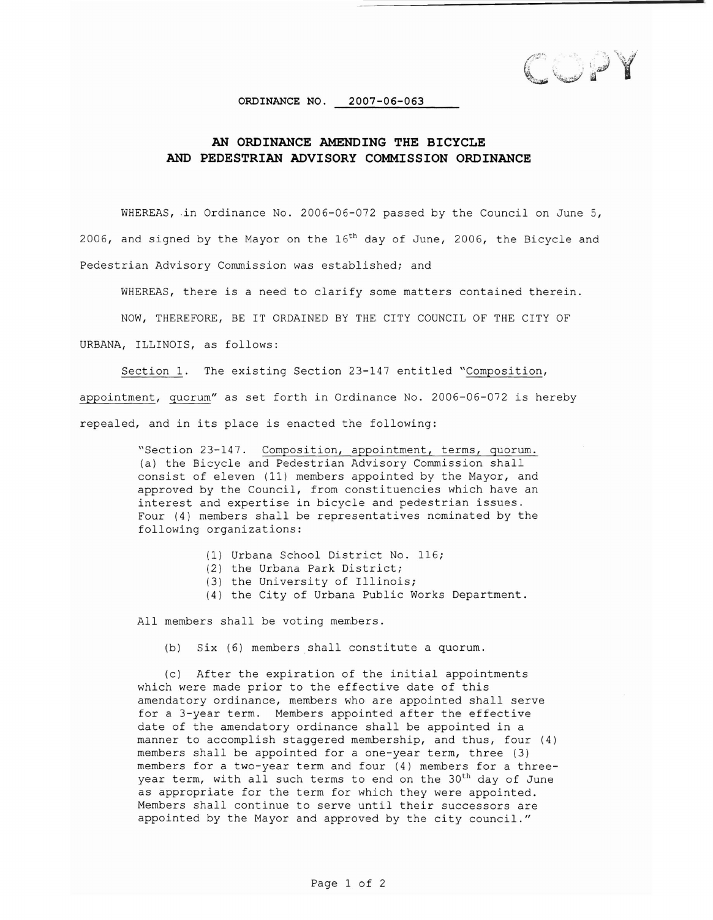COPY

**ORDINANCE NO. 2007-06-063**

# AN ORDINANCE AMENDING THE BICYCLE AND PEDESTRIAN ADVISORY COMMISSION ORDINANCE

WHEREAS, in Ordinance No. 2006-06-072 passed by the Council on June 5, 2006, and signed by the Mayor on the 16th day of June, 2006, the Bicycle and Pedestrian Advisory Commission was established; and

WHEREAS, there is a need to clarify some matters contained therein.

NOW, THEREFORE, BE IT ORDAINED BY THE CITY COUNCIL OF THE CITY OF URBANA, ILLINOIS, as follows:

Section 1. The existing Section 23-147 entitled "Composition, appointment, quorum" as set forth in Ordinance No. 2006-06-072 is hereby repealed, and in its place is enacted the following:

> "Section 23-147. Composition, appointment, terms, quorum.
> (a) the Bicycle and Pedestrian Advisory Commission shall consist of eleven (11) members appointed by the Mayor, and approved by the Council, from constituencies which have an interest and expertise in bicycle and pedestrian issues. Four (4) members shall be representatives nominated by the following organizations:
>
> (1) Urbana School District No. 116;
> (2) the Urbana Park District;
> (3) the University of Illinois;
> (4) the City of Urbana Public Works Department.
>
> All members shall be voting members.
>
> (b) Six (6) members shall constitute a quorum.
>
> (c) After the expiration of the initial appointments which were made prior to the effective date of this amendatory ordinance, members who are appointed shall serve for a 3-year term. Members appointed after the effective date of the amendatory ordinance shall be appointed in a manner to accomplish staggered membership, and thus, four (4) members shall be appointed for a one-year term, three (3) members for a two-year term and four (4) members for a three-year term, with all such terms to end on the 30th day of June as appropriate for the term for which they were appointed. Members shall continue to serve until their successors are appointed by the Mayor and approved by the city council."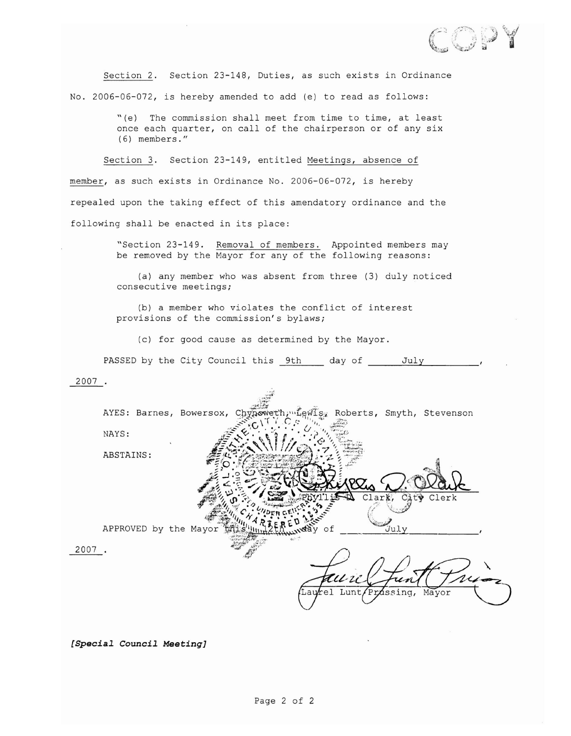COPY

Section 2. Section 23-148, Duties, as such exists in Ordinance No. 2006-06-072, is hereby amended to add (e) to read as follows:

> "(e) The commission shall meet from time to time, at least once each quarter, on call of the chairperson or of any six (6) members."

Section 3. Section 23-149, entitled Meetings, absence of member, as such exists in Ordinance No. 2006-06-072, is hereby repealed upon the taking effect of this amendatory ordinance and the following shall be enacted in its place:

> "Section 23-149. Removal of members. Appointed members may be removed by the Mayor for any of the following reasons:
>
> (a) any member who was absent from three (3) duly noticed consecutive meetings;
>
> (b) a member who violates the conflict of interest provisions of the commission's bylaws;
>
> (c) for good cause as determined by the Mayor.

PASSED by the City Council this 9th day of July, 2007.

AYES: Barnes, Bowersox, Chynoweth, Lewis, Roberts, Smyth, Stevenson

NAYS:

ABSTAINS:

Phyllis D. Clark, City Clerk

APPROVED by the Mayor this 12th day of July, 2007.

Laurel Lunt Prussing, Mayor

***[Special Council Meeting]***